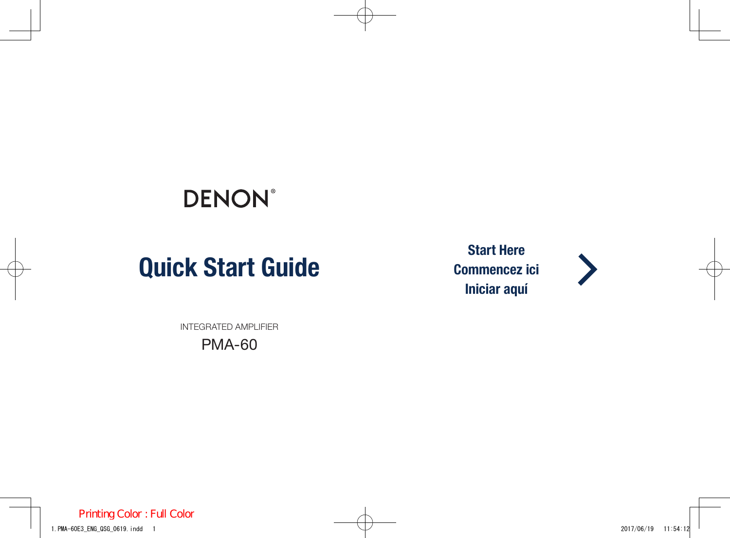DENON®

# Quick Start Guide

INTEGRATED AMPLIFIER

PMA-60

**Start Here**
**Commencez ici**
**Iniciar aquí**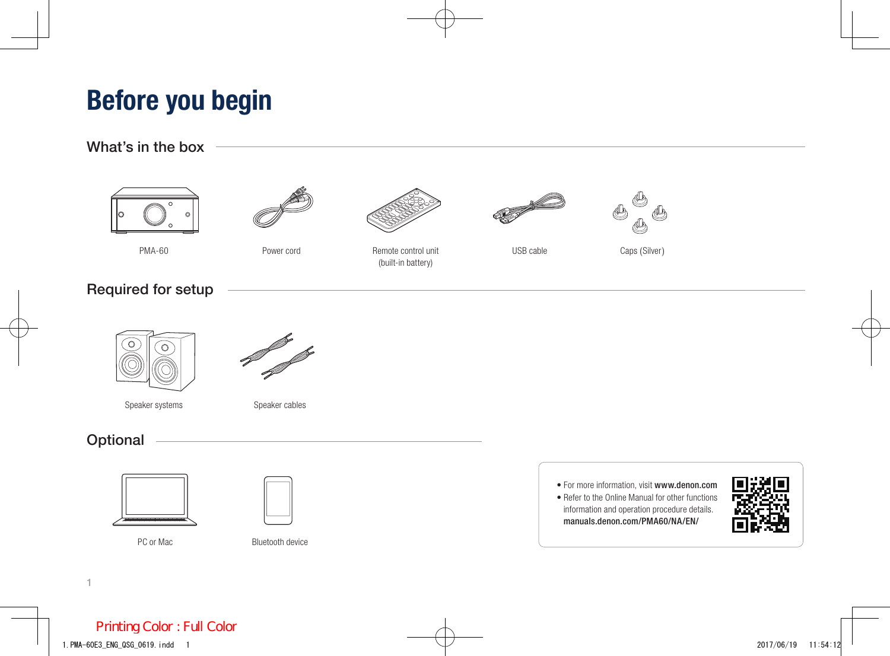# Before you begin

## What's in the box

PMA-60

Power cord

Remote control unit (built-in battery)

USB cable

Caps (Silver)

## Required for setup

Speaker systems

Speaker cables

## Optional

PC or Mac

Bluetooth device

- For more information, visit **www.denon.com**
- Refer to the Online Manual for other functions information and operation procedure details.
  **manuals.denon.com/PMA60/NA/EN/**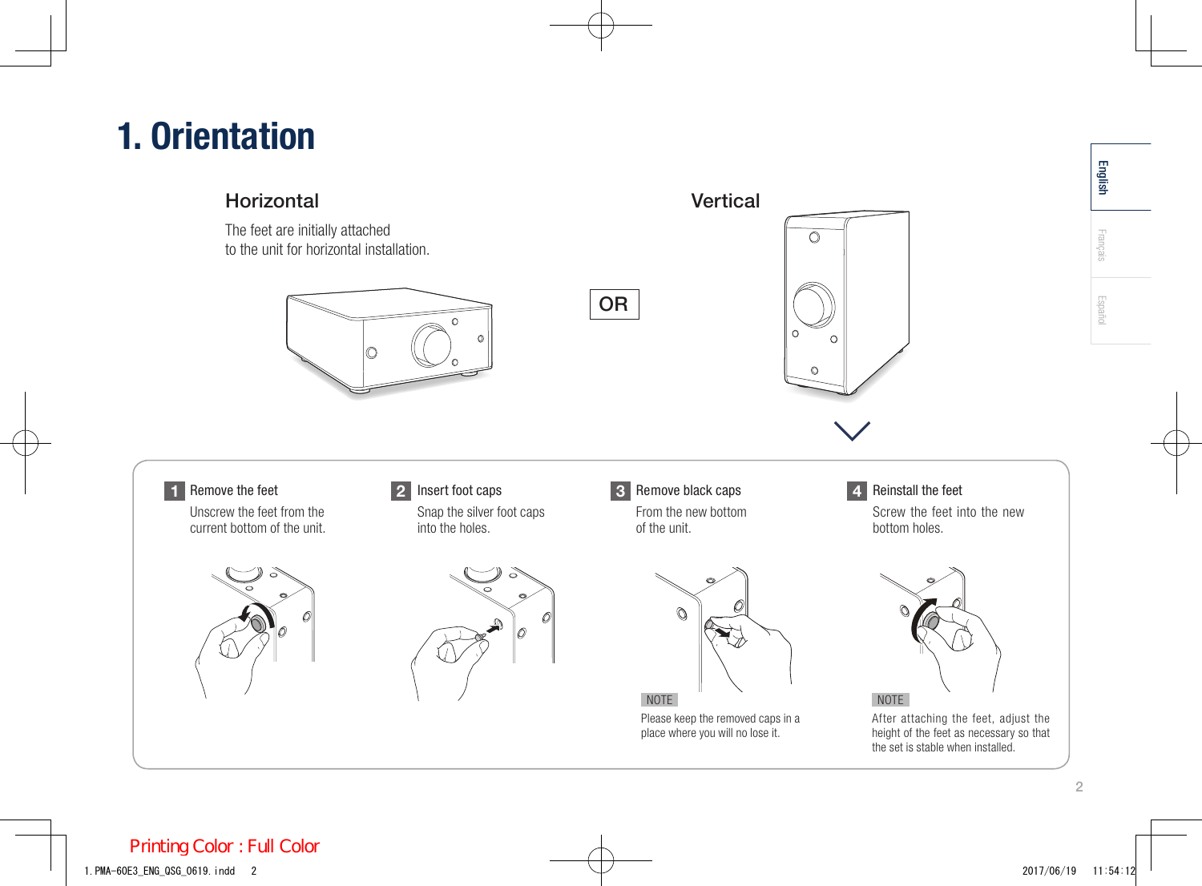# 1. Orientation

## Horizontal

The feet are initially attached
to the unit for horizontal installation.

OR

## Vertical

**1** Remove the feet

Unscrew the feet from the current bottom of the unit.

**2** Insert foot caps

Snap the silver foot caps into the holes.

**3** Remove black caps

From the new bottom of the unit.

NOTE

Please keep the removed caps in a place where you will no lose it.

**4** Reinstall the feet

Screw the feet into the new bottom holes.

NOTE

After attaching the feet, adjust the height of the feet as necessary so that the set is stable when installed.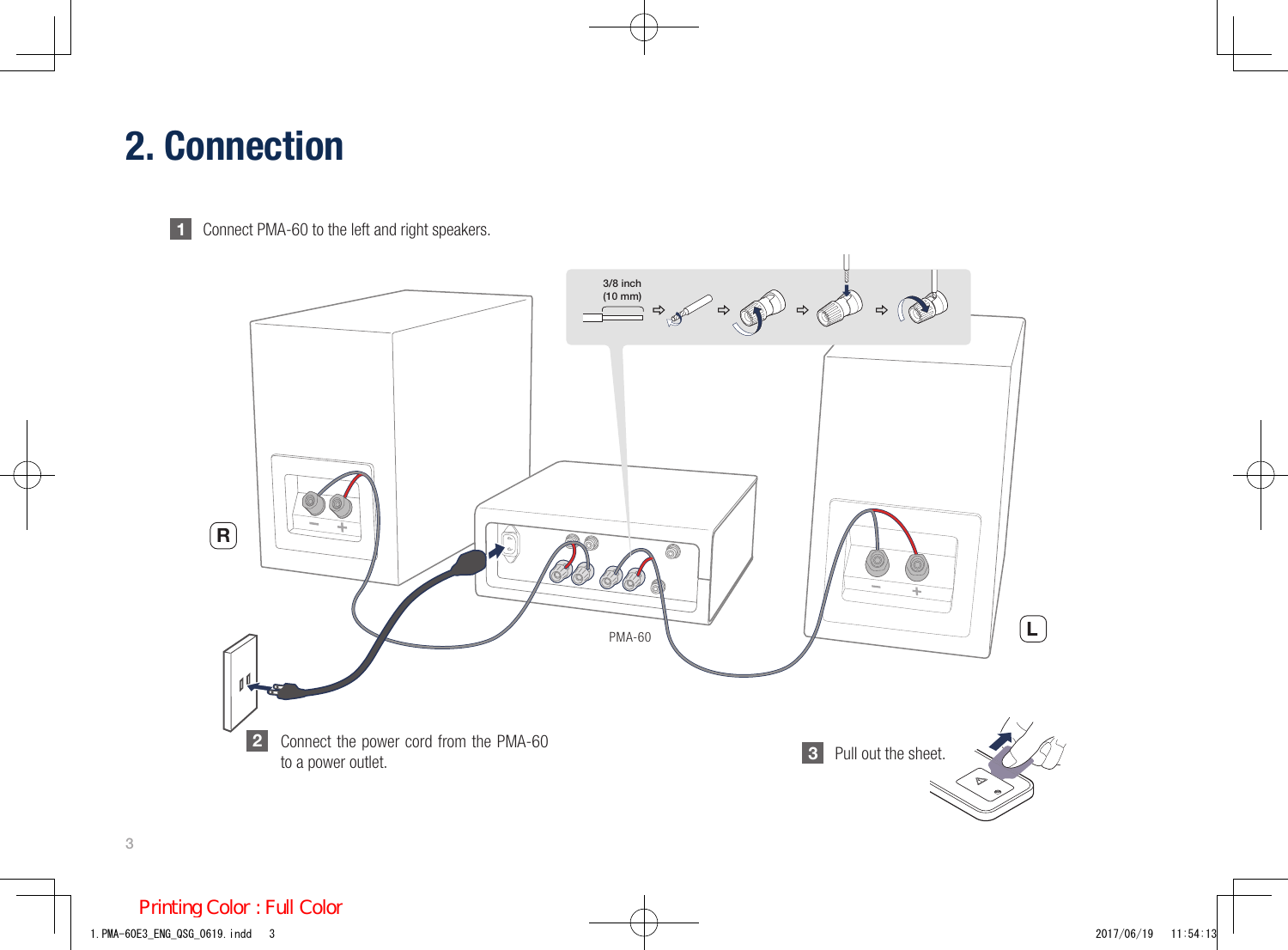# 2. Connection

**1** Connect PMA-60 to the left and right speakers.

3/8 inch (10 mm)

R

L

PMA-60

**2** Connect the power cord from the PMA-60 to a power outlet.

**3** Pull out the sheet.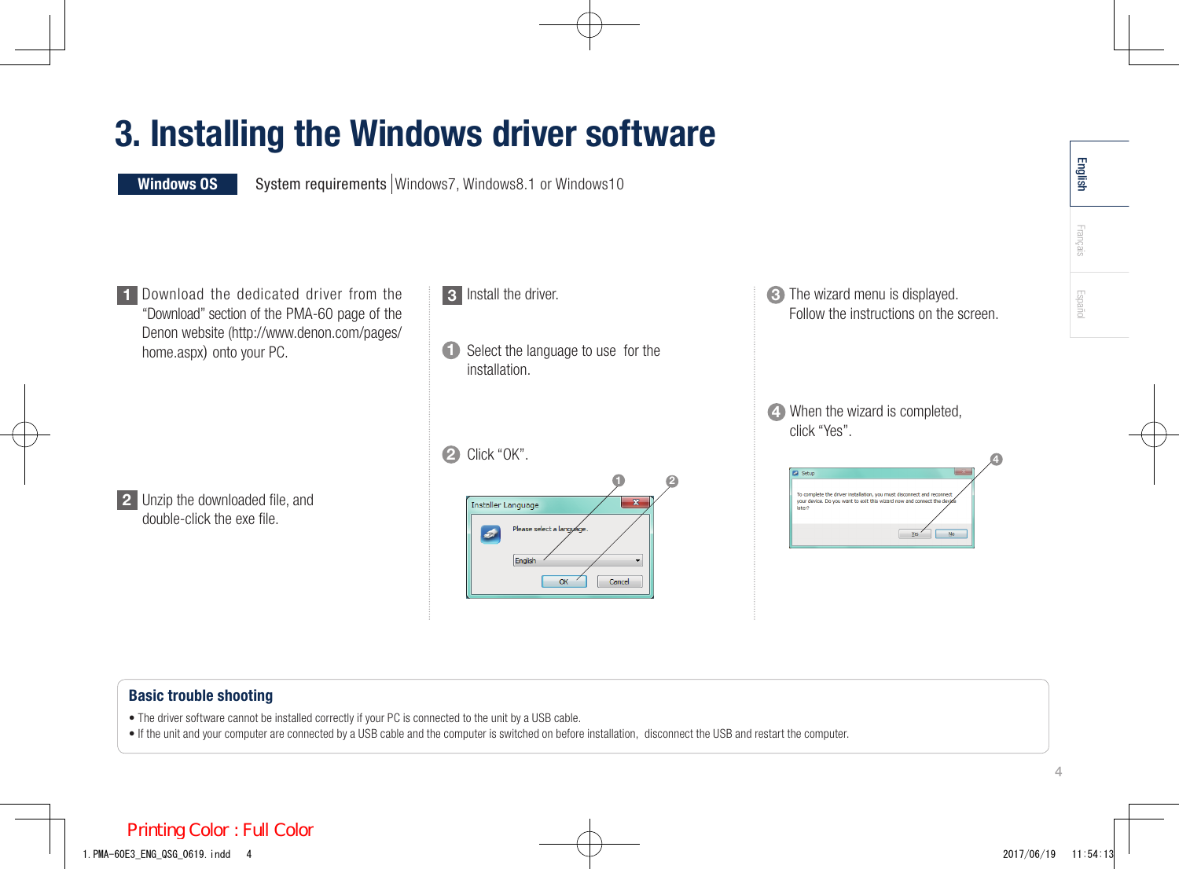# 3. Installing the Windows driver software

**Windows OS** System requirements | Windows7, Windows8.1 or Windows10

**1** Download the dedicated driver from the "Download" section of the PMA-60 page of the Denon website (http://www.denon.com/pages/home.aspx) onto your PC.

**2** Unzip the downloaded file, and double-click the exe file.

**3** Install the driver.

① Select the language to use for the installation.

② Click "OK".

③ The wizard menu is displayed. Follow the instructions on the screen.

④ When the wizard is completed, click "Yes".

## Basic trouble shooting

- The driver software cannot be installed correctly if your PC is connected to the unit by a USB cable.
- If the unit and your computer are connected by a USB cable and the computer is switched on before installation, disconnect the USB and restart the computer.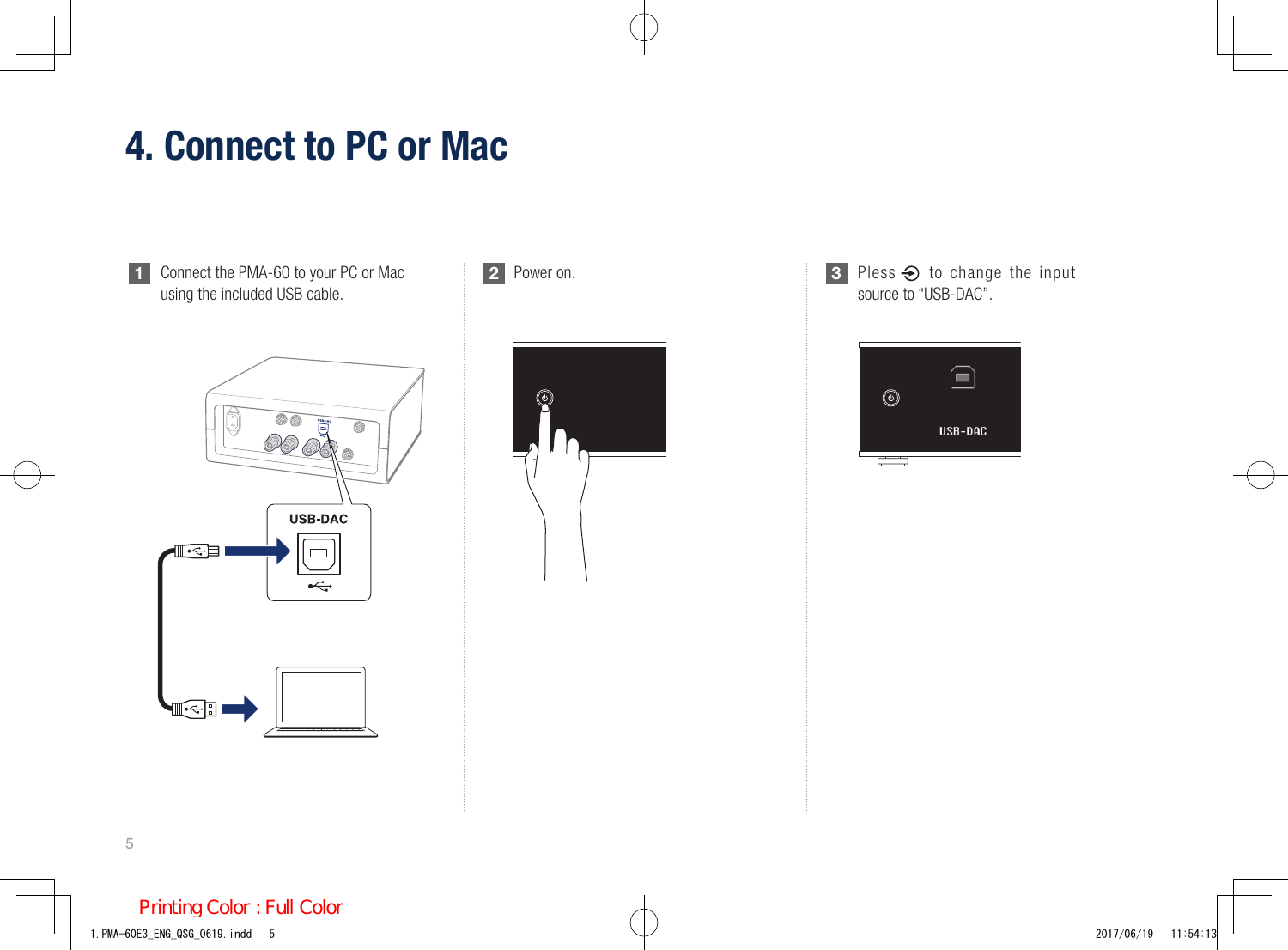# 4. Connect to PC or Mac

1 Connect the PMA-60 to your PC or Mac using the included USB cable.

USB-DAC

2 Power on.

3 Pless to change the input source to “USB-DAC”.

USB-DAC

Printing Color : Full Color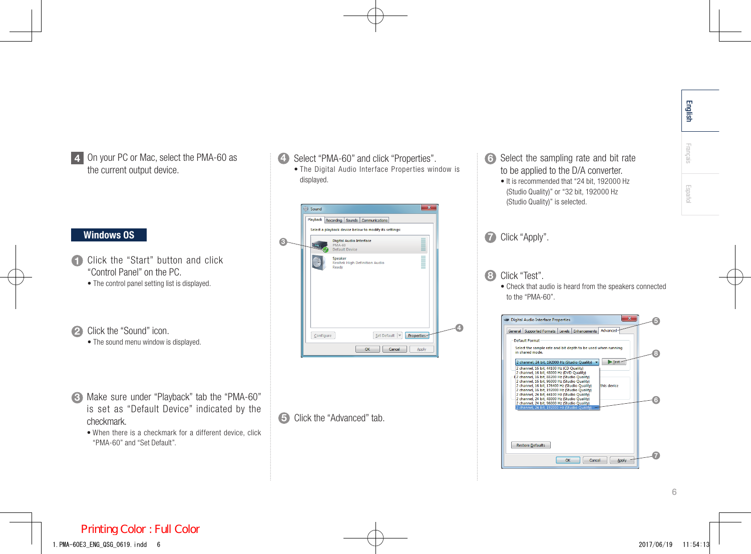## 4 On your PC or Mac, select the PMA-60 as the current output device.

### Windows OS

1. Click the "Start" button and click "Control Panel" on the PC.
   - The control panel setting list is displayed.

2. Click the "Sound" icon.
   - The sound menu window is displayed.

3. Make sure under "Playback" tab the "PMA-60" is set as "Default Device" indicated by the checkmark.
   - When there is a checkmark for a different device, click "PMA-60" and "Set Default".

4. Select "PMA-60" and click "Properties".
   - The Digital Audio Interface Properties window is displayed.

5. Click the "Advanced" tab.

6. Select the sampling rate and bit rate to be applied to the D/A converter.
   - It is recommended that "24 bit, 192000 Hz (Studio Quality)" or "32 bit, 192000 Hz (Studio Quality)" is selected.

7. Click "Apply".

8. Click "Test".
   - Check that audio is heard from the speakers connected to the "PMA-60".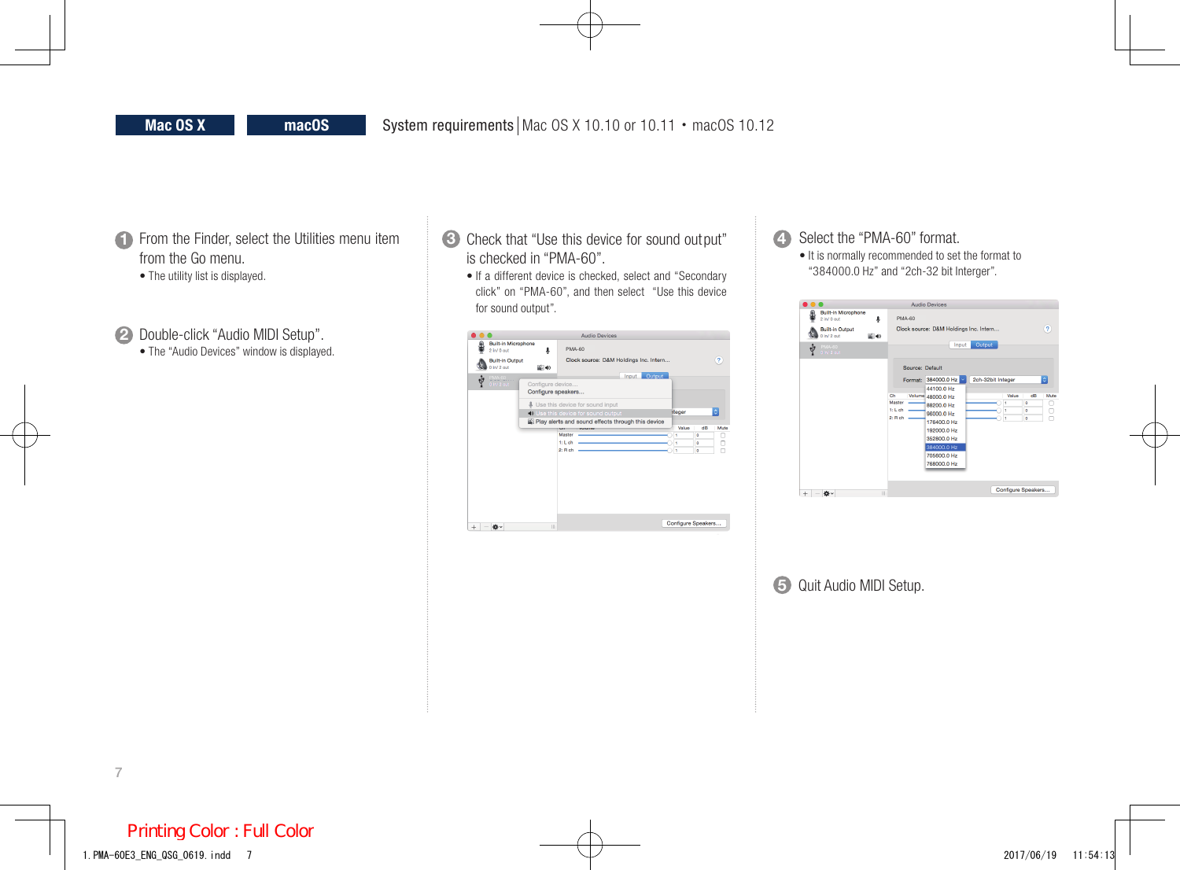**Mac OS X** **macOS** System requirements | Mac OS X 10.10 or 10.11 • macOS 10.12

1. From the Finder, select the Utilities menu item from the Go menu.
   - The utility list is displayed.

2. Double-click “Audio MIDI Setup”.
   - The “Audio Devices” window is displayed.

3. Check that “Use this device for sound output” is checked in “PMA-60”.
   - If a different device is checked, select and “Secondary click” on “PMA-60”, and then select “Use this device for sound output”.

4. Select the “PMA-60” format.
   - It is normally recommended to set the format to “384000.0 Hz” and “2ch-32 bit Interger”.

5. Quit Audio MIDI Setup.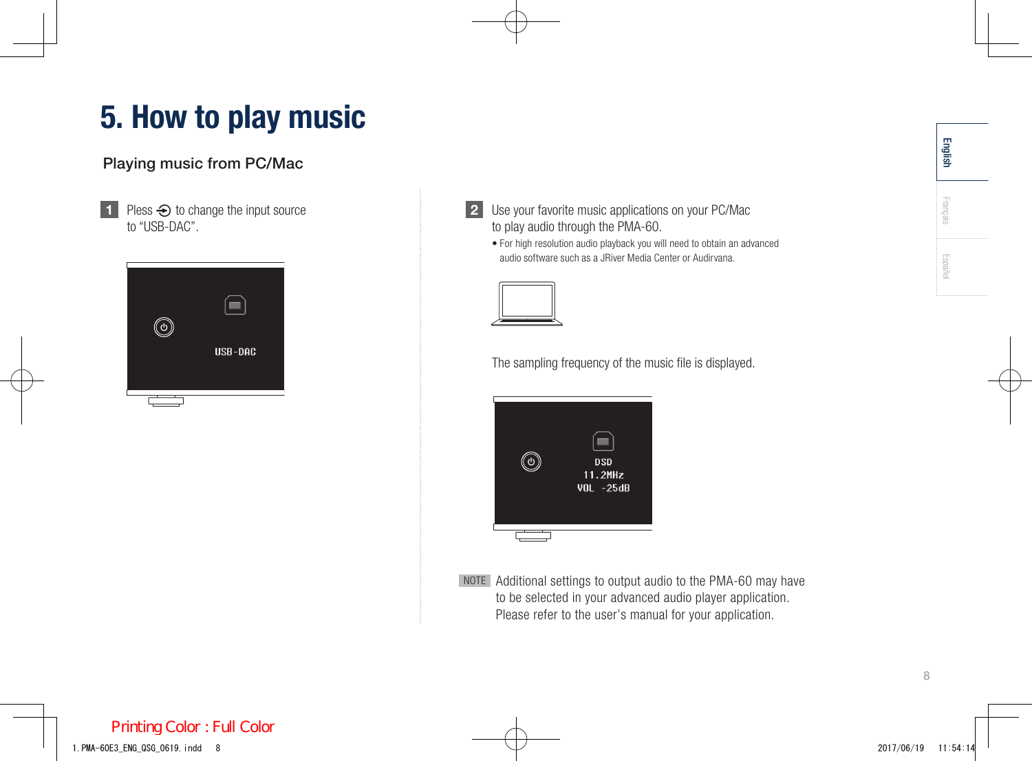# 5. How to play music

## Playing music from PC/Mac

**1** Pless ⊕ to change the input source to “USB-DAC”.

USB-DAC

**2** Use your favorite music applications on your PC/Mac to play audio through the PMA-60.

- For high resolution audio playback you will need to obtain an advanced audio software such as a JRiver Media Center or Audirvana.

The sampling frequency of the music file is displayed.

DSD
11.2MHz
VOL -25dB

NOTE Additional settings to output audio to the PMA-60 may have to be selected in your advanced audio player application. Please refer to the user’s manual for your application.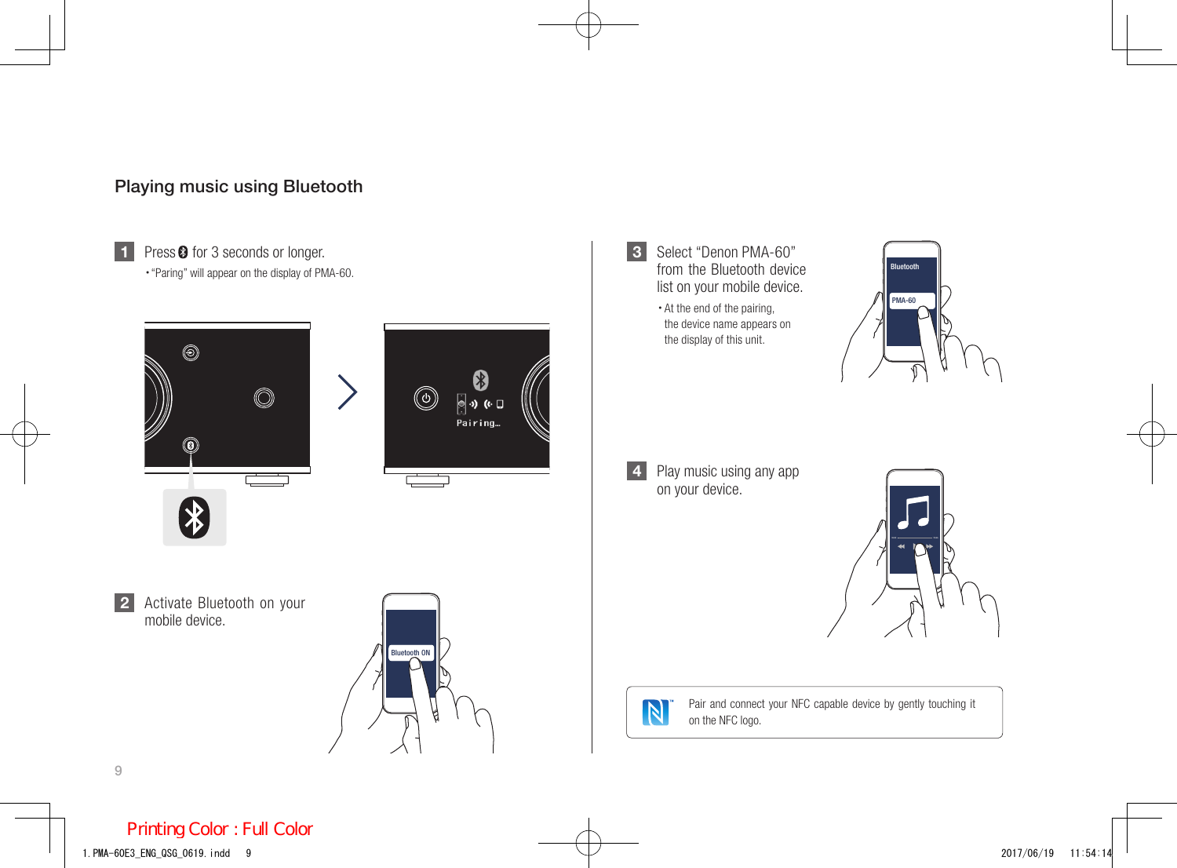## Playing music using Bluetooth

**1** Press for 3 seconds or longer.

- "Paring" will appear on the display of PMA-60.

**2** Activate Bluetooth on your mobile device.

**3** Select "Denon PMA-60" from the Bluetooth device list on your mobile device.

- At the end of the pairing, the device name appears on the display of this unit.

**4** Play music using any app on your device.

Pair and connect your NFC capable device by gently touching it on the NFC logo.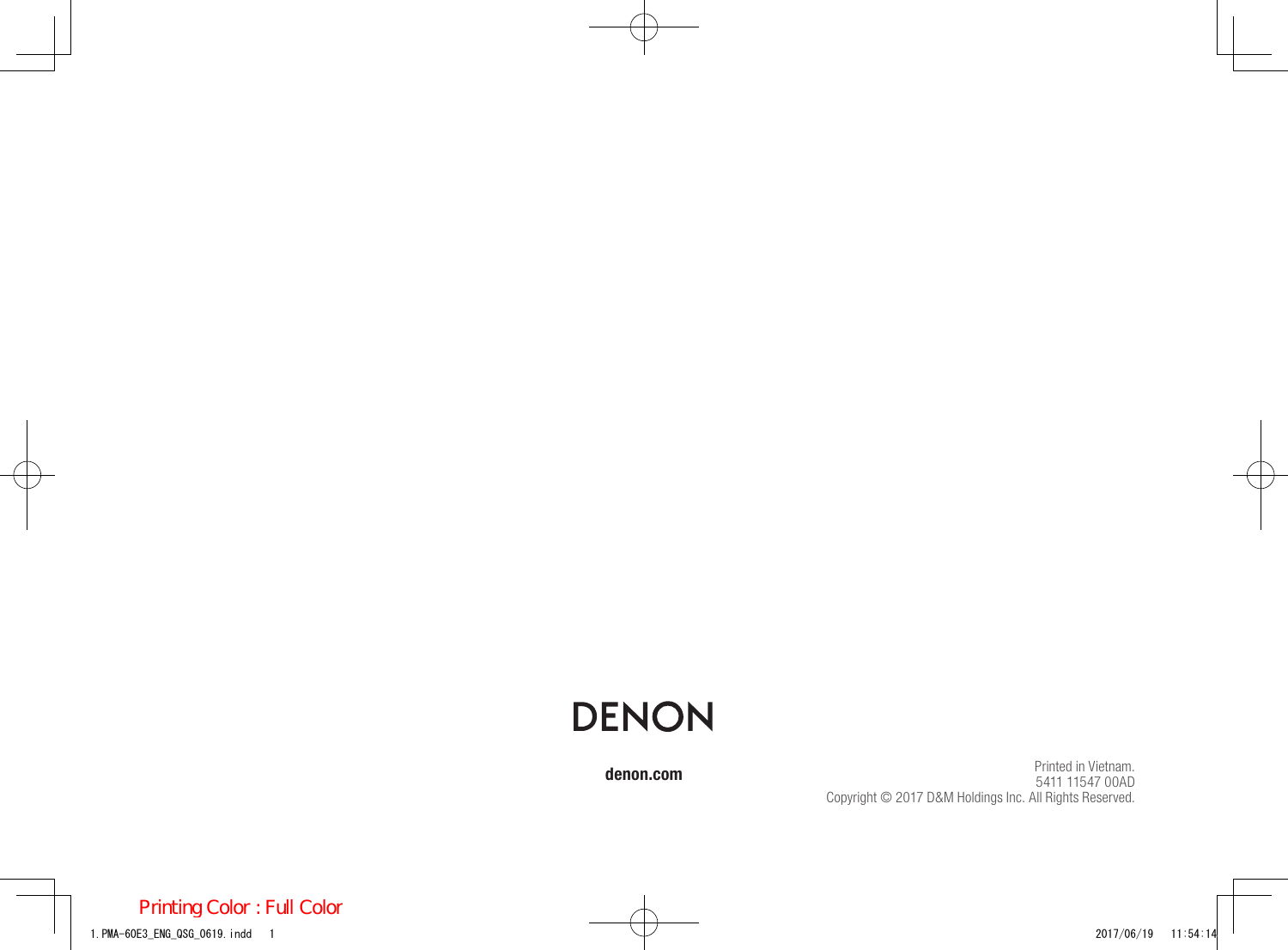DENON

**denon.com**

Printed in Vietnam.
5411 11547 00AD
Copyright © 2017 D&M Holdings Inc. All Rights Reserved.